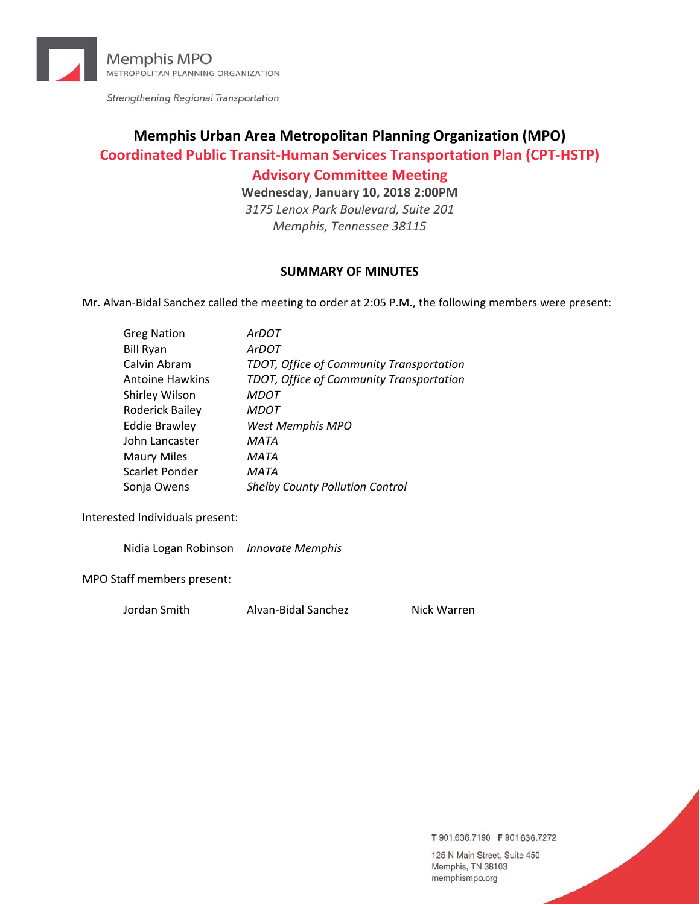Memphis MPO
METROPOLITAN PLANNING ORGANIZATION

*Strengthening Regional Transportation*

# Memphis Urban Area Metropolitan Planning Organization (MPO)

## Coordinated Public Transit-Human Services Transportation Plan (CPT-HSTP) Advisory Committee Meeting

**Wednesday, January 10, 2018 2:00PM**

*3175 Lenox Park Boulevard, Suite 201*
*Memphis, Tennessee 38115*

### SUMMARY OF MINUTES

Mr. Alvan-Bidal Sanchez called the meeting to order at 2:05 P.M., the following members were present:

| | |
|---|---|
| Greg Nation | *ArDOT* |
| Bill Ryan | *ArDOT* |
| Calvin Abram | *TDOT, Office of Community Transportation* |
| Antoine Hawkins | *TDOT, Office of Community Transportation* |
| Shirley Wilson | *MDOT* |
| Roderick Bailey | *MDOT* |
| Eddie Brawley | *West Memphis MPO* |
| John Lancaster | *MATA* |
| Maury Miles | *MATA* |
| Scarlet Ponder | *MATA* |
| Sonja Owens | *Shelby County Pollution Control* |

Interested Individuals present:

| | |
|---|---|
| Nidia Logan Robinson | *Innovate Memphis* |

MPO Staff members present:

| | | |
|---|---|---|
| Jordan Smith | Alvan-Bidal Sanchez | Nick Warren |

T 901.636.7190 F 901.636.7272
125 N Main Street, Suite 450
Memphis, TN 38103
memphismpo.org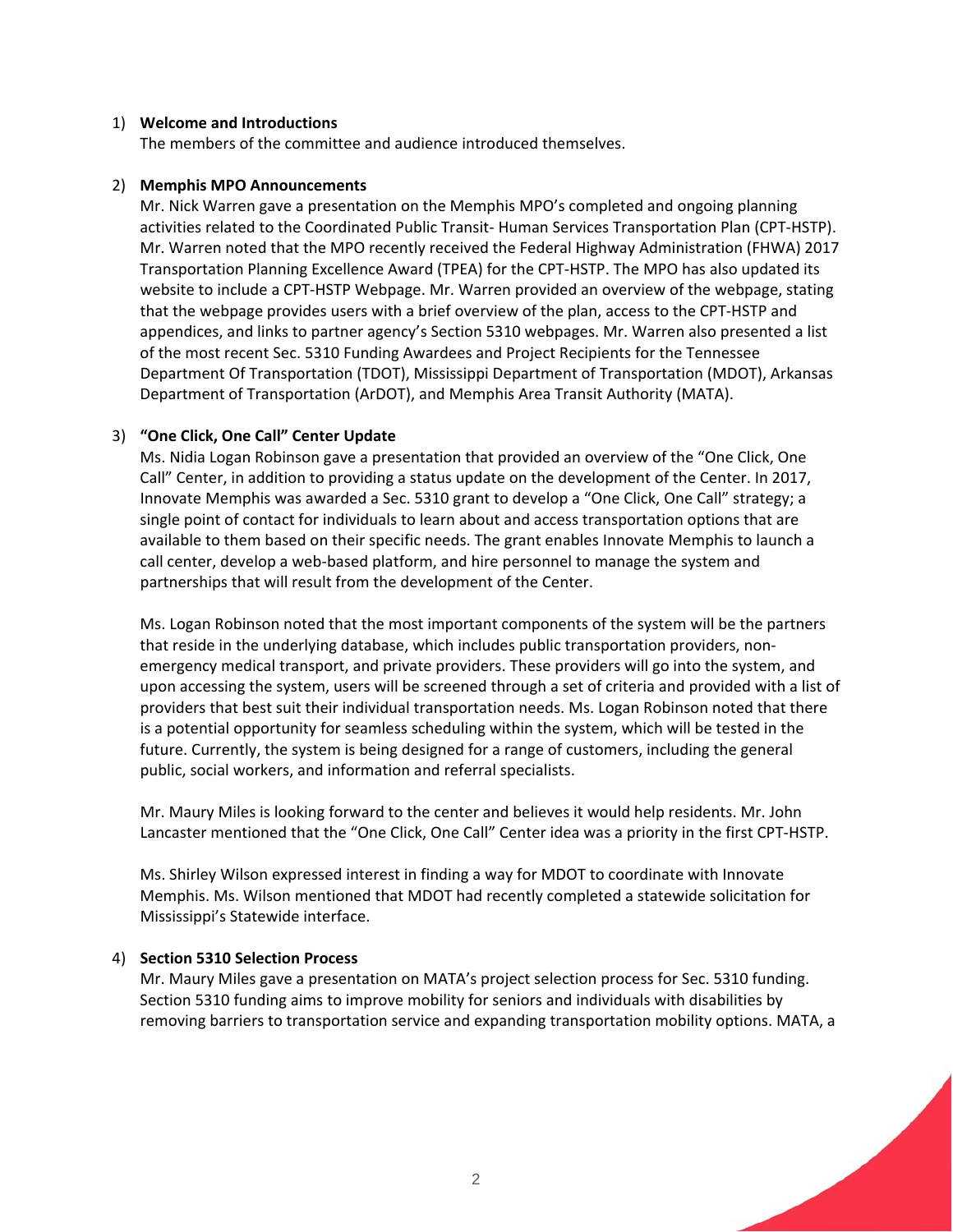1) **Welcome and Introductions**

   The members of the committee and audience introduced themselves.

2) **Memphis MPO Announcements**

   Mr. Nick Warren gave a presentation on the Memphis MPO's completed and ongoing planning activities related to the Coordinated Public Transit- Human Services Transportation Plan (CPT-HSTP). Mr. Warren noted that the MPO recently received the Federal Highway Administration (FHWA) 2017 Transportation Planning Excellence Award (TPEA) for the CPT-HSTP. The MPO has also updated its website to include a CPT-HSTP Webpage. Mr. Warren provided an overview of the webpage, stating that the webpage provides users with a brief overview of the plan, access to the CPT-HSTP and appendices, and links to partner agency's Section 5310 webpages. Mr. Warren also presented a list of the most recent Sec. 5310 Funding Awardees and Project Recipients for the Tennessee Department Of Transportation (TDOT), Mississippi Department of Transportation (MDOT), Arkansas Department of Transportation (ArDOT), and Memphis Area Transit Authority (MATA).

3) **"One Click, One Call" Center Update**

   Ms. Nidia Logan Robinson gave a presentation that provided an overview of the "One Click, One Call" Center, in addition to providing a status update on the development of the Center. In 2017, Innovate Memphis was awarded a Sec. 5310 grant to develop a "One Click, One Call" strategy; a single point of contact for individuals to learn about and access transportation options that are available to them based on their specific needs. The grant enables Innovate Memphis to launch a call center, develop a web-based platform, and hire personnel to manage the system and partnerships that will result from the development of the Center.

   Ms. Logan Robinson noted that the most important components of the system will be the partners that reside in the underlying database, which includes public transportation providers, non-emergency medical transport, and private providers. These providers will go into the system, and upon accessing the system, users will be screened through a set of criteria and provided with a list of providers that best suit their individual transportation needs. Ms. Logan Robinson noted that there is a potential opportunity for seamless scheduling within the system, which will be tested in the future. Currently, the system is being designed for a range of customers, including the general public, social workers, and information and referral specialists.

   Mr. Maury Miles is looking forward to the center and believes it would help residents. Mr. John Lancaster mentioned that the "One Click, One Call" Center idea was a priority in the first CPT-HSTP.

   Ms. Shirley Wilson expressed interest in finding a way for MDOT to coordinate with Innovate Memphis. Ms. Wilson mentioned that MDOT had recently completed a statewide solicitation for Mississippi's Statewide interface.

4) **Section 5310 Selection Process**

   Mr. Maury Miles gave a presentation on MATA's project selection process for Sec. 5310 funding. Section 5310 funding aims to improve mobility for seniors and individuals with disabilities by removing barriers to transportation service and expanding transportation mobility options. MATA, a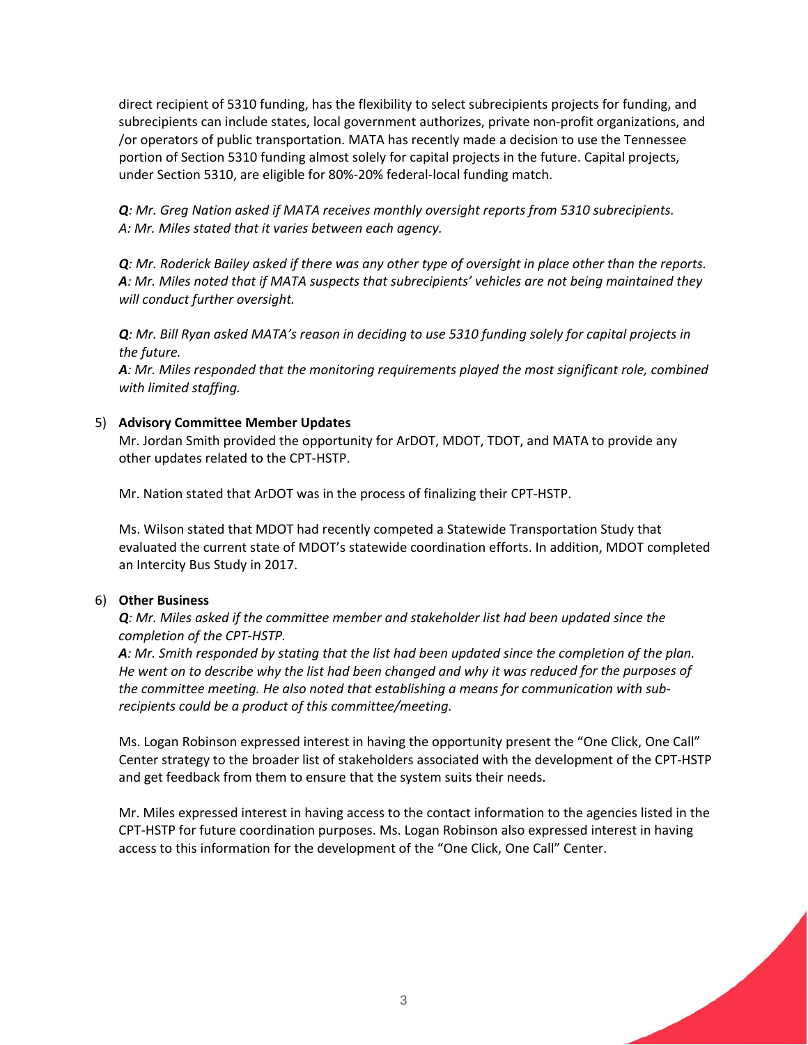direct recipient of 5310 funding, has the flexibility to select subrecipients projects for funding, and subrecipients can include states, local government authorizes, private non-profit organizations, and /or operators of public transportation. MATA has recently made a decision to use the Tennessee portion of Section 5310 funding almost solely for capital projects in the future. Capital projects, under Section 5310, are eligible for 80%-20% federal-local funding match.

***Q****: Mr. Greg Nation asked if MATA receives monthly oversight reports from 5310 subrecipients.*
*A: Mr. Miles stated that it varies between each agency.*

***Q****: Mr. Roderick Bailey asked if there was any other type of oversight in place other than the reports.*
***A****: Mr. Miles noted that if MATA suspects that subrecipients' vehicles are not being maintained they will conduct further oversight.*

***Q****: Mr. Bill Ryan asked MATA's reason in deciding to use 5310 funding solely for capital projects in the future.*
***A****: Mr. Miles responded that the monitoring requirements played the most significant role, combined with limited staffing.*

5) **Advisory Committee Member Updates**

   Mr. Jordan Smith provided the opportunity for ArDOT, MDOT, TDOT, and MATA to provide any other updates related to the CPT-HSTP.

   Mr. Nation stated that ArDOT was in the process of finalizing their CPT-HSTP.

   Ms. Wilson stated that MDOT had recently competed a Statewide Transportation Study that evaluated the current state of MDOT's statewide coordination efforts. In addition, MDOT completed an Intercity Bus Study in 2017.

6) **Other Business**

   ***Q****: Mr. Miles asked if the committee member and stakeholder list had been updated since the completion of the CPT-HSTP.*
   ***A****: Mr. Smith responded by stating that the list had been updated since the completion of the plan. He went on to describe why the list had been changed and why it was reduced for the purposes of the committee meeting. He also noted that establishing a means for communication with sub-recipients could be a product of this committee/meeting.*

   Ms. Logan Robinson expressed interest in having the opportunity present the "One Click, One Call" Center strategy to the broader list of stakeholders associated with the development of the CPT-HSTP and get feedback from them to ensure that the system suits their needs.

   Mr. Miles expressed interest in having access to the contact information to the agencies listed in the CPT-HSTP for future coordination purposes. Ms. Logan Robinson also expressed interest in having access to this information for the development of the "One Click, One Call" Center.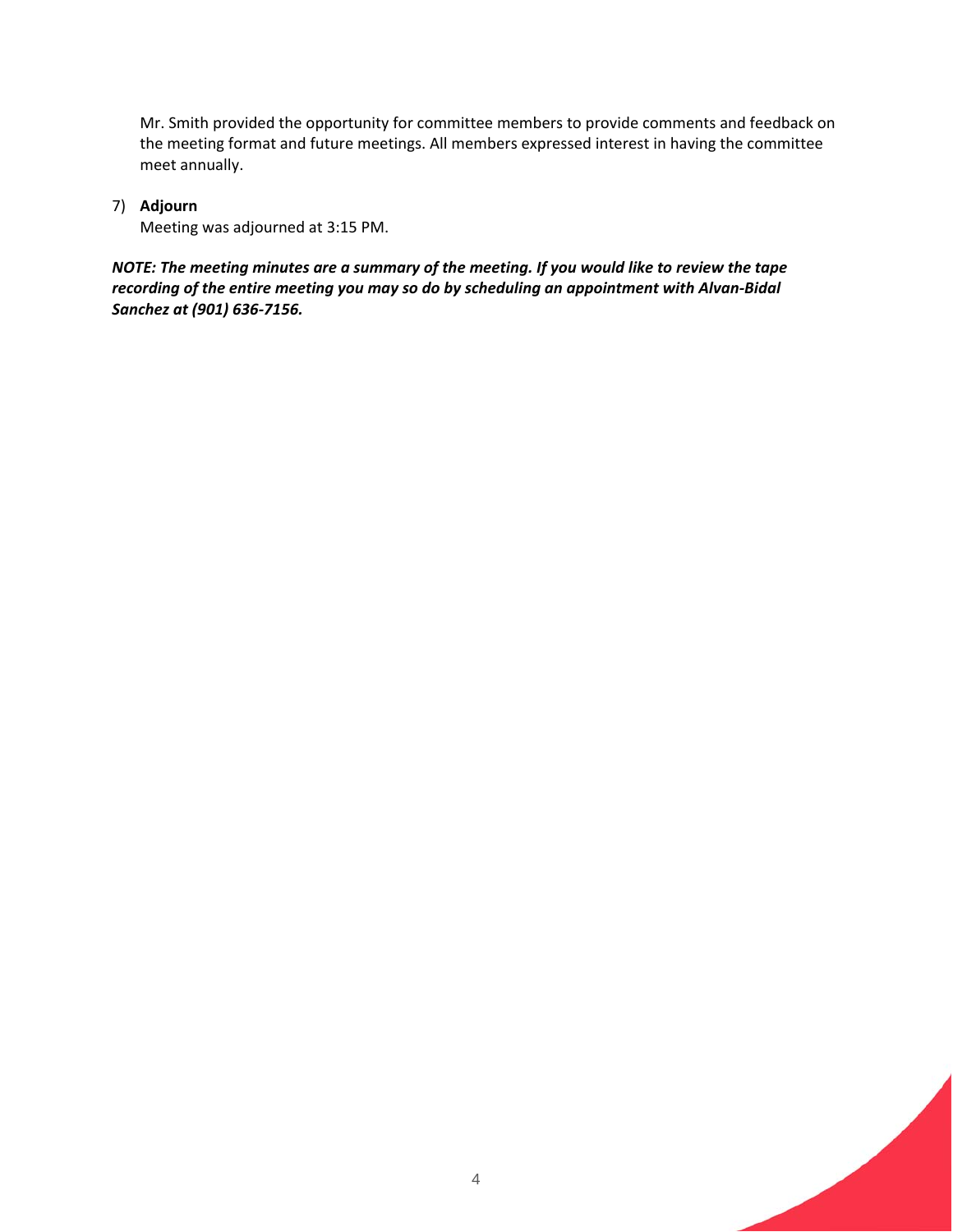Mr. Smith provided the opportunity for committee members to provide comments and feedback on the meeting format and future meetings. All members expressed interest in having the committee meet annually.

7) **Adjourn**
   Meeting was adjourned at 3:15 PM.

***NOTE: The meeting minutes are a summary of the meeting. If you would like to review the tape recording of the entire meeting you may so do by scheduling an appointment with Alvan-Bidal Sanchez at (901) 636-7156.***